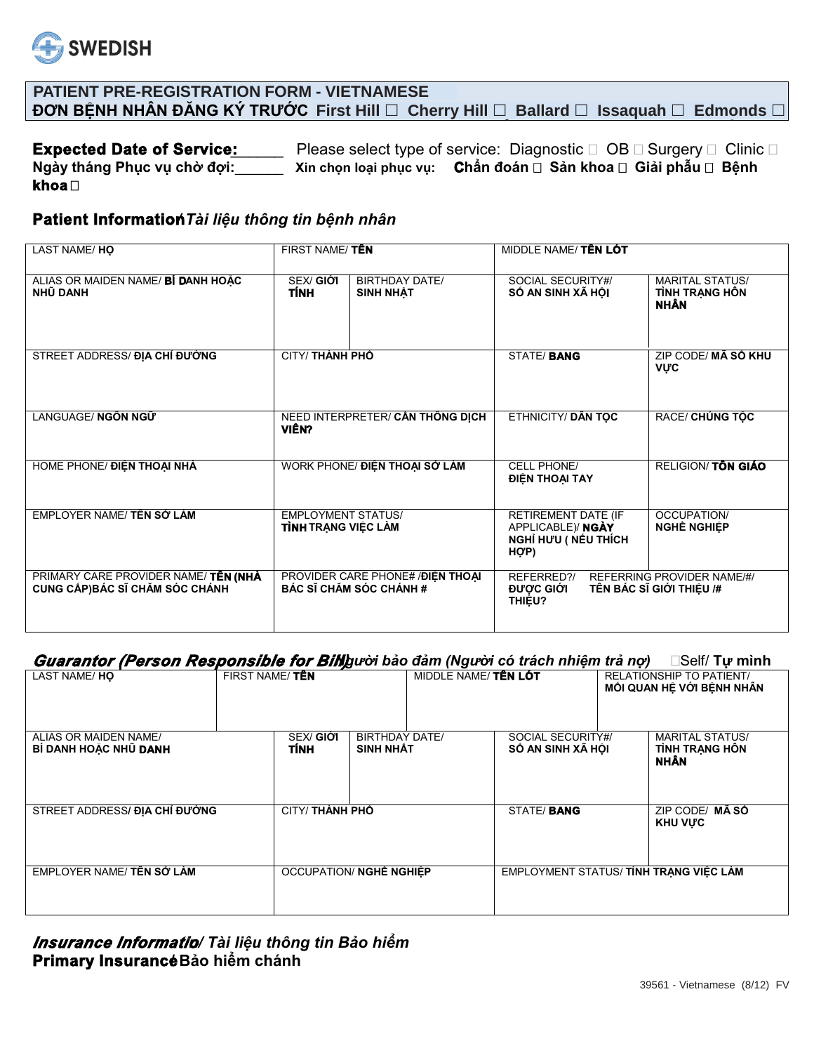SWEDISH

## PATIENT PRE-REGISTRATION FORM - VIETNAMESE
## ĐƠN BỆNH NHÂN ĐĂNG KÝ TRƯỚC First Hill ☐ Cherry Hill ☐ Ballard ☐ Issaquah ☐ Edmonds ☐

**Expected Date of Service:**______ Please select type of service: Diagnostic ☐ OB ☐ Surgery ☐ Clinic ☐
**Ngày tháng Phục vụ chờ đợi:**______ **Xin chọn loại phục vụ: Chẩn đoán ☐ Sản khoa ☐ Giải phẫu ☐ Bệnh khoa ☐**

### Patient Information/ *Tài liệu thông tin bệnh nhân*

| LAST NAME/ **HỌ** | | FIRST NAME/ **TÊN** | | MIDDLE NAME/ **TÊN LÓT** | |
|---|---|---|---|---|---|
| ALIAS OR MAIDEN NAME/ **BÍ DANH HOẶC NHŨ DANH** | SEX/ **GIỚI TÍNH** | BIRTHDAY DATE/ **SINH NHẬT** | | SOCIAL SECURITY#/ **SỐ AN SINH XÃ HỘI** | MARITAL STATUS/ **TÌNH TRẠNG HÔN NHÂN** |
| STREET ADDRESS/ **ĐỊA CHỈ ĐƯỜNG** | | CITY/ **THÀNH PHỐ** | | STATE/ **BANG** | ZIP CODE/ **MÃ SỐ KHU VỰC** |
| LANGUAGE/ **NGÔN NGỮ** | | NEED INTERPRETER/ **CẦN THÔNG DỊCH VIÊN?** | | ETHNICITY/ **DÂN TỘC** | RACE/ **CHỦNG TỘC** |
| HOME PHONE/ **ĐIỆN THOẠI NHÀ** | | WORK PHONE/ **ĐIỆN THOẠI SỞ LÀM** | | CELL PHONE/ **ĐIỆN THOẠI TAY** | RELIGION/ **TÔN GIÁO** |
| EMPLOYER NAME/ **TÊN SỞ LÀM** | | EMPLOYMENT STATUS/ **TÌNH TRẠNG VIỆC LÀM** | | RETIREMENT DATE (IF APPLICABLE)/ **NGÀY NGHỈ HƯU ( NẾU THÍCH HỢP)** | OCCUPATION/ **NGHỀ NGHIỆP** |
| PRIMARY CARE PROVIDER NAME/ **TÊN (NHÀ CUNG CẤP)BÁC SĨ CHĂM SÓC CHÁNH** | | PROVIDER CARE PHONE# /**ĐIỆN THOẠI BÁC SĨ CHĂM SÓC CHÁNH #** | | REFERRED?/ **ĐƯỢC GIỚI THIỆU?** | REFERRING PROVIDER NAME/#/ **TÊN BÁC SĨ GIỚI THIỆU /#** |

### *Guarantor (Person Responsible for Bill)/ Người bảo đảm (Người có trách nhiệm trả nợ)* ☐Self/ **Tự mình**

| LAST NAME/ **HỌ** | | FIRST NAME/ **TÊN** | | MIDDLE NAME/ **TÊN LÓT** | RELATIONSHIP TO PATIENT/ **MỐI QUAN HỆ VỚI BỆNH NHÂN** |
|---|---|---|---|---|---|
| ALIAS OR MAIDEN NAME/ **BÍ DANH HOẶC NHŨ DANH** | SEX/ **GIỚI TÍNH** | BIRTHDAY DATE/ **SINH NHẬT** | | SOCIAL SECURITY#/ **SỐ AN SINH XÃ HỘI** | MARITAL STATUS/ **TÌNH TRẠNG HÔN NHÂN** |
| STREET ADDRESS/ **ĐỊA CHỈ ĐƯỜNG** | | CITY/ **THÀNH PHỐ** | | STATE/ **BANG** | ZIP CODE/ **MÃ SỐ KHU VỰC** |
| EMPLOYER NAME/ **TÊN SỞ LÀM** | | OCCUPATION/ **NGHỀ NGHIỆP** | | EMPLOYMENT STATUS/ **TÌNH TRẠNG VIỆC LÀM** | |

### *Insurance Information/ Tài liệu thông tin Bảo hiểm*
**Primary Insurance/ Bảo hiểm chánh**

39561 - Vietnamese (8/12) FV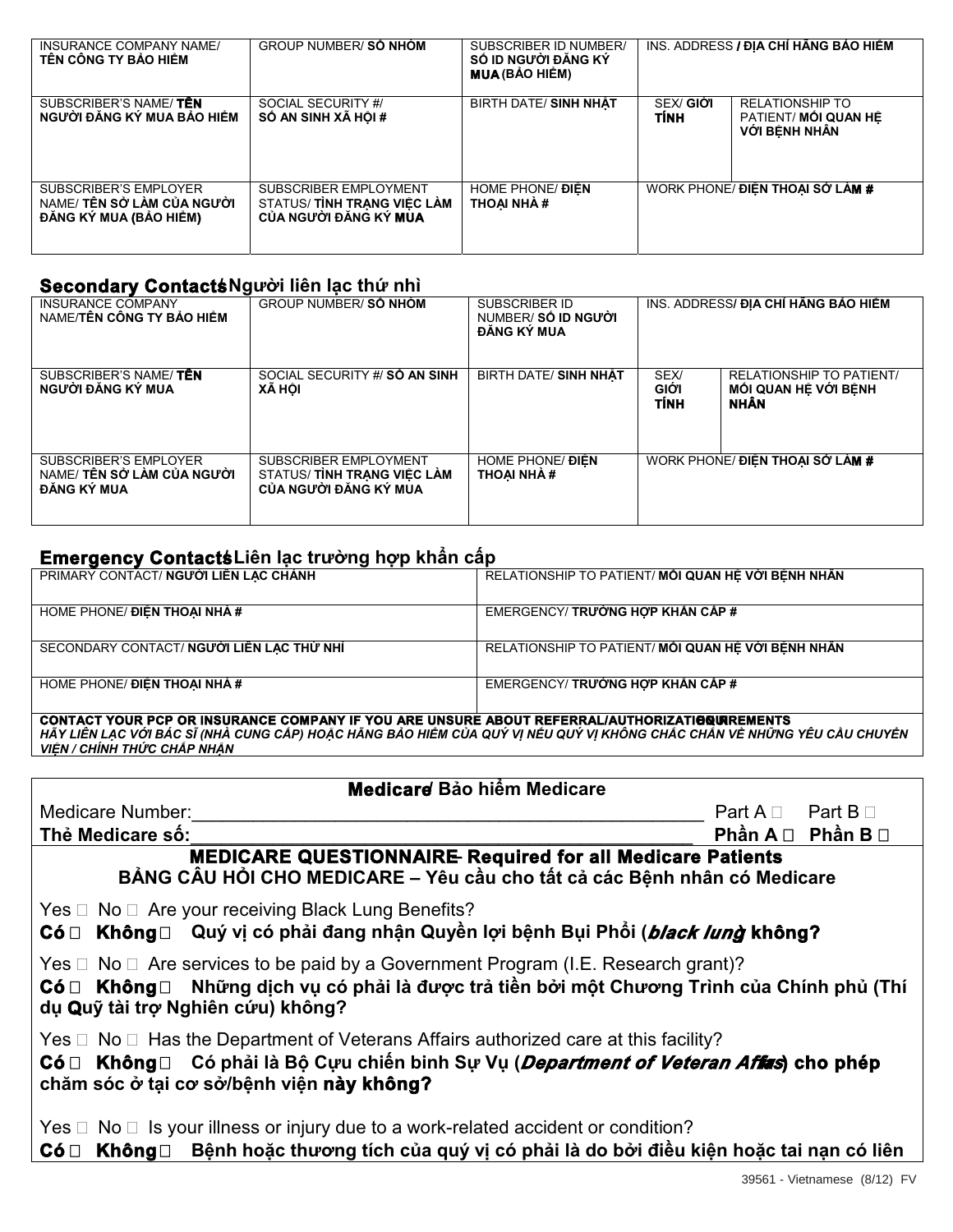| INSURANCE COMPANY NAME/ **TÊN CÔNG TY BẢO HIỂM** | GROUP NUMBER/ **SỐ NHÓM** | SUBSCRIBER ID NUMBER/ **SỐ ID NGƯỜI ĐĂNG KÝ MUA (BẢO HIỂM)** | INS. ADDRESS **/ ĐỊA CHỈ HÃNG BẢO HIỂM** | |
|---|---|---|---|---|
| SUBSCRIBER'S NAME/ **TÊN NGƯỜI ĐĂNG KÝ MUA BẢO HIỂM** | SOCIAL SECURITY #/ **SỐ AN SINH XÃ HỘI #** | BIRTH DATE/ **SINH NHẬT** | SEX/ **GIỚI TÍNH** | RELATIONSHIP TO PATIENT/ **MỐI QUAN HỆ VỚI BỆNH NHÂN** |
| SUBSCRIBER'S EMPLOYER NAME/ **TÊN SỞ LÀM CỦA NGƯỜI ĐĂNG KÝ MUA (BẢO HIỂM)** | SUBSCRIBER EMPLOYMENT STATUS/ **TÌNH TRẠNG VIỆC LÀM CỦA NGƯỜI ĐĂNG KÝ MUA** | HOME PHONE/ **ĐIỆN THOẠI NHÀ #** | WORK PHONE/ **ĐIỆN THOẠI SỞ LÀM #** | |

## Secondary Contacts/ Người liên lạc thứ nhì

| INSURANCE COMPANY NAME/**TÊN CÔNG TY BẢO HIỂM** | GROUP NUMBER/ **SỐ NHÓM** | SUBSCRIBER ID NUMBER/ **SỐ ID NGƯỜI ĐĂNG KÝ MUA** | INS. ADDRESS**/ ĐỊA CHỈ HÃNG BẢO HIỂM** | |
|---|---|---|---|---|
| SUBSCRIBER'S NAME/ **TÊN NGƯỜI ĐĂNG KÝ MUA** | SOCIAL SECURITY #/ **SỐ AN SINH XÃ HỘI** | BIRTH DATE/ **SINH NHẬT** | SEX/ **GIỚI TÍNH** | RELATIONSHIP TO PATIENT/ **MỐI QUAN HỆ VỚI BỆNH NHÂN** |
| SUBSCRIBER'S EMPLOYER NAME/ **TÊN SỞ LÀM CỦA NGƯỜI ĐĂNG KÝ MUA** | SUBSCRIBER EMPLOYMENT STATUS/ **TÌNH TRẠNG VIỆC LÀM CỦA NGƯỜI ĐĂNG KÝ MUA** | HOME PHONE/ **ĐIỆN THOẠI NHÀ #** | WORK PHONE/ **ĐIỆN THOẠI SỞ LÀM #** | |

## Emergency Contacts/ Liên lạc trường hợp khẩn cấp

| PRIMARY CONTACT/ **NGƯỜI LIÊN LẠC CHÁNH** | RELATIONSHIP TO PATIENT/ **MỐI QUAN HỆ VỚI BỆNH NHÂN** |
|---|---|
| HOME PHONE/ **ĐIỆN THOẠI NHÀ #** | EMERGENCY/ **TRƯỜNG HỢP KHẨN CẤP #** |
| SECONDARY CONTACT/ **NGƯỜI LIÊN LẠC THỨ NHÌ** | RELATIONSHIP TO PATIENT/ **MỐI QUAN HỆ VỚI BỆNH NHÂN** |
| HOME PHONE/ **ĐIỆN THOẠI NHÀ #** | EMERGENCY/ **TRƯỜNG HỢP KHẨN CẤP #** |

**CONTACT YOUR PCP OR INSURANCE COMPANY IF YOU ARE UNSURE ABOUT REFERRAL/AUTHORIZATION REQUIREMENTS**
***HÃY LIÊN LẠC VỚI BÁC SĨ (NHÀ CUNG CẤP) HOẶC HÃNG BẢO HIỂM CỦA QUÝ VỊ NẾU QUÝ VỊ KHÔNG CHẮC CHẮN VỀ NHỮNG YÊU CẦU CHUYỂN VIỆN / CHÍNH THỨC CHẤP NHẬN***

## Medicare/ Bảo hiểm Medicare

Medicare Number:______________________________________________ Part A ☐ Part B ☐
**Thẻ Medicare số:______________________________________________ Phần A ☐ Phần B ☐**

### MEDICARE QUESTIONNAIRE – Required for all Medicare Patients
### BẢNG CÂU HỎI CHO MEDICARE – Yêu cầu cho tất cả các Bệnh nhân có Medicare

Yes ☐ No ☐ Are your receiving Black Lung Benefits?
**Có ☐ Không ☐ Quý vị có phải đang nhận Quyền lợi bệnh Bụi Phổi (*black lung*) không?**

Yes ☐ No ☐ Are services to be paid by a Government Program (I.E. Research grant)?
**Có ☐ Không ☐ Những dịch vụ có phải là được trả tiền bởi một Chương Trình của Chính phủ (Thí dụ Quỹ tài trợ Nghiên cứu) không?**

Yes ☐ No ☐ Has the Department of Veterans Affairs authorized care at this facility?
**Có ☐ Không ☐ Có phải là Bộ Cựu chiến binh Sự Vụ (*Department of Veteran Affairs*) cho phép chăm sóc ở tại cơ sở/bệnh viện này không?**

Yes ☐ No ☐ Is your illness or injury due to a work-related accident or condition?
**Có ☐ Không ☐ Bệnh hoặc thương tích của quý vị có phải là do bởi điều kiện hoặc tai nạn có liên**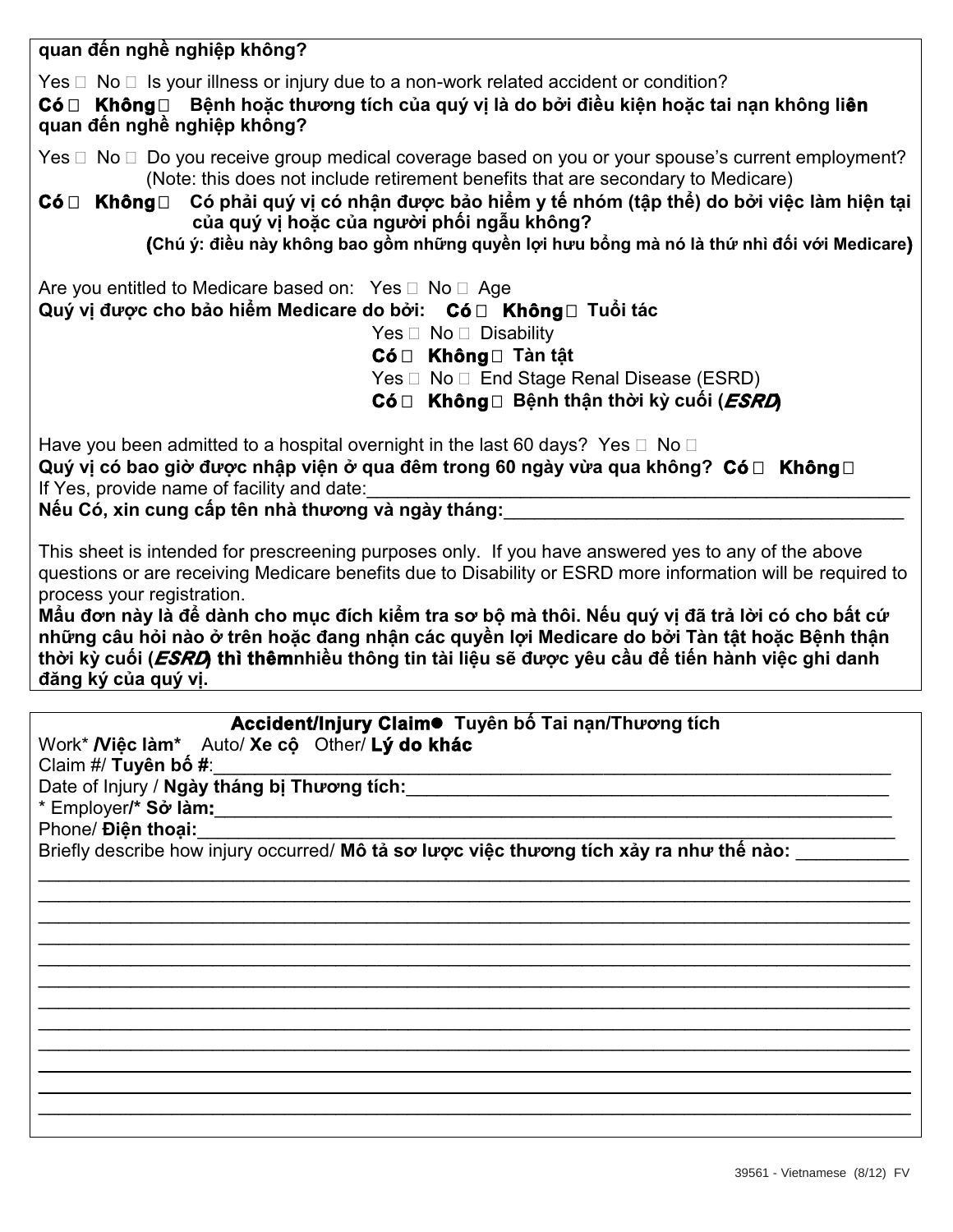**quan đến nghề nghiệp không?**

Yes ☐ No ☐ Is your illness or injury due to a non-work related accident or condition?
**Có ☐ Không☐ Bệnh hoặc thương tích của quý vị là do bởi điều kiện hoặc tai nạn không liên quan đến nghề nghiệp không?**

Yes ☐ No ☐ Do you receive group medical coverage based on you or your spouse's current employment? (Note: this does not include retirement benefits that are secondary to Medicare)
**Có ☐ Không☐ Có phải quý vị có nhận được bảo hiểm y tế nhóm (tập thể) do bởi việc làm hiện tại của quý vị hoặc của người phối ngẫu không?**
**(Chú ý: điều này không bao gồm những quyền lợi hưu bổng mà nó là thứ nhì đối với Medicare)**

Are you entitled to Medicare based on: Yes ☐ No ☐ Age
**Quý vị được cho bảo hiểm Medicare do bởi: Có ☐ Không☐ Tuổi tác**
Yes ☐ No ☐ Disability
**Có ☐ Không☐ Tàn tật**
Yes ☐ No ☐ End Stage Renal Disease (ESRD)
**Có ☐ Không☐ Bệnh thận thời kỳ cuối (*ESRD*)**

Have you been admitted to a hospital overnight in the last 60 days? Yes ☐ No ☐
**Quý vị có bao giờ được nhập viện ở qua đêm trong 60 ngày vừa qua không? Có ☐ Không☐**
If Yes, provide name of facility and date:___________________________________________________
**Nếu Có, xin cung cấp tên nhà thương và ngày tháng:**________________________________________

This sheet is intended for prescreening purposes only. If you have answered yes to any of the above questions or are receiving Medicare benefits due to Disability or ESRD more information will be required to process your registration.
**Mẫu đơn này là để dành cho mục đích kiểm tra sơ bộ mà thôi. Nếu quý vị đã trả lời có cho bất cứ những câu hỏi nào ở trên hoặc đang nhận các quyền lợi Medicare do bởi Tàn tật hoặc Bệnh thận thời kỳ cuối (*ESRD*) thì thêm** nhiều thông tin tài liệu sẽ được yêu cầu để tiến hành việc ghi danh đăng ký của quý vị.

**Accident/Injury Claim● Tuyên bố Tai nạn/Thương tích**

Work* /**Việc làm*** Auto/ **Xe cộ** Other/ **Lý do khác**
Claim #/ **Tuyên bố #**:___________________________________________________________________
Date of Injury / **Ngày tháng bị Thương tích:**_______________________________________________
* Employer/* **Sở làm:**___________________________________________________________________
Phone/ **Điện thoại:**_____________________________________________________________________
Briefly describe how injury occurred/ **Mô tả sơ lược việc thương tích xảy ra như thế nào:** ___________
____________________________________________________________________________________
____________________________________________________________________________________
____________________________________________________________________________________
____________________________________________________________________________________
____________________________________________________________________________________
____________________________________________________________________________________
____________________________________________________________________________________
____________________________________________________________________________________
____________________________________________________________________________________
____________________________________________________________________________________
____________________________________________________________________________________
____________________________________________________________________________________

39561 - Vietnamese (8/12) FV